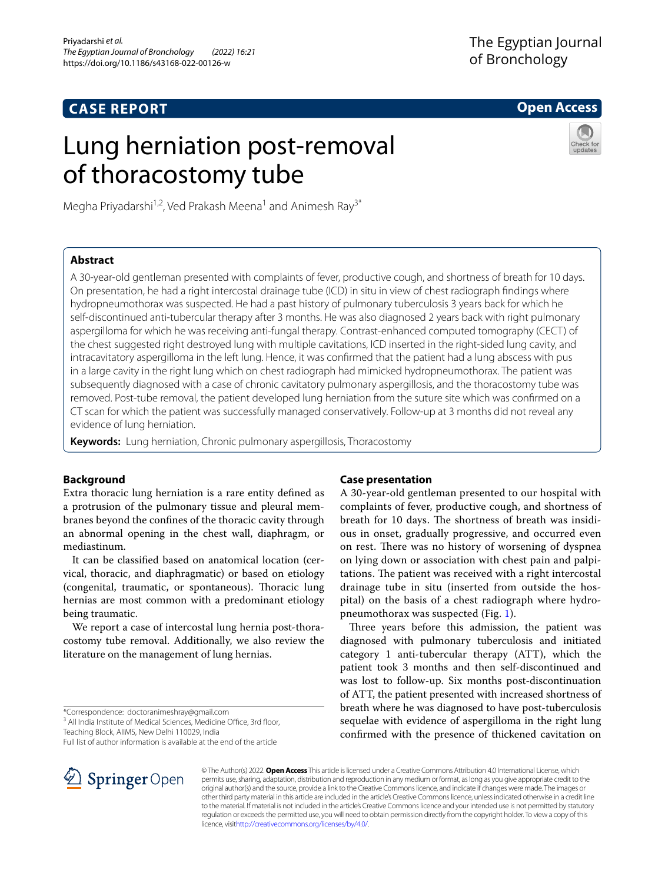CASE REPORT

Open Access

# Lung herniation post-removal of thoracostomy tube

Megha Priyadarshi[1,2], Ved Prakash Meena[1] and Animesh Ray[3*]

## Abstract

A 30-year-old gentleman presented with complaints of fever, productive cough, and shortness of breath for 10 days. On presentation, he had a right intercostal drainage tube (ICD) in situ in view of chest radiograph findings where hydropneumothorax was suspected. He had a past history of pulmonary tuberculosis 3 years back for which he self-discontinued anti-tubercular therapy after 3 months. He was also diagnosed 2 years back with right pulmonary aspergilloma for which he was receiving anti-fungal therapy. Contrast-enhanced computed tomography (CECT) of the chest suggested right destroyed lung with multiple cavitations, ICD inserted in the right-sided lung cavity, and intracavitatory aspergilloma in the left lung. Hence, it was confirmed that the patient had a lung abscess with pus in a large cavity in the right lung which on chest radiograph had mimicked hydropneumothorax. The patient was subsequently diagnosed with a case of chronic cavitatory pulmonary aspergillosis, and the thoracostomy tube was removed. Post-tube removal, the patient developed lung herniation from the suture site which was confirmed on a CT scan for which the patient was successfully managed conservatively. Follow-up at 3 months did not reveal any evidence of lung herniation.

**Keywords:** Lung herniation, Chronic pulmonary aspergillosis, Thoracostomy

## Background

Extra thoracic lung herniation is a rare entity defined as a protrusion of the pulmonary tissue and pleural membranes beyond the confines of the thoracic cavity through an abnormal opening in the chest wall, diaphragm, or mediastinum.

It can be classified based on anatomical location (cervical, thoracic, and diaphragmatic) or based on etiology (congenital, traumatic, or spontaneous). Thoracic lung hernias are most common with a predominant etiology being traumatic.

We report a case of intercostal lung hernia post-thoracostomy tube removal. Additionally, we also review the literature on the management of lung hernias.

*Correspondence: doctoranimeshray@gmail.com
[3] All India Institute of Medical Sciences, Medicine Office, 3rd floor, Teaching Block, AIIMS, New Delhi 110029, India
Full list of author information is available at the end of the article

## Case presentation

A 30-year-old gentleman presented to our hospital with complaints of fever, productive cough, and shortness of breath for 10 days. The shortness of breath was insidious in onset, gradually progressive, and occurred even on rest. There was no history of worsening of dyspnea on lying down or association with chest pain and palpitations. The patient was received with a right intercostal drainage tube in situ (inserted from outside the hospital) on the basis of a chest radiograph where hydropneumothorax was suspected (Fig. 1).

Three years before this admission, the patient was diagnosed with pulmonary tuberculosis and initiated category 1 anti-tubercular therapy (ATT), which the patient took 3 months and then self-discontinued and was lost to follow-up. Six months post-discontinuation of ATT, the patient presented with increased shortness of breath where he was diagnosed to have post-tuberculosis sequelae with evidence of aspergilloma in the right lung confirmed with the presence of thickened cavitation on

© The Author(s) 2022. **Open Access** This article is licensed under a Creative Commons Attribution 4.0 International License, which permits use, sharing, adaptation, distribution and reproduction in any medium or format, as long as you give appropriate credit to the original author(s) and the source, provide a link to the Creative Commons licence, and indicate if changes were made. The images or other third party material in this article are included in the article's Creative Commons licence, unless indicated otherwise in a credit line to the material. If material is not included in the article's Creative Commons licence and your intended use is not permitted by statutory regulation or exceeds the permitted use, you will need to obtain permission directly from the copyright holder. To view a copy of this licence, visit http://creativecommons.org/licenses/by/4.0/.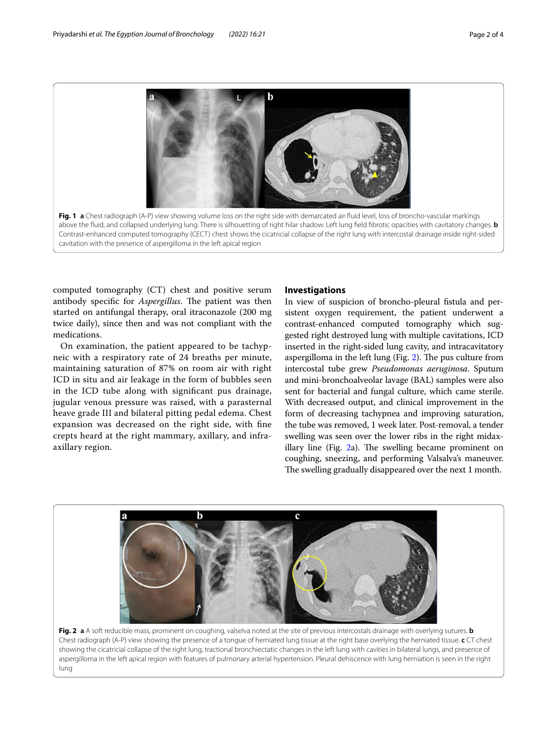**Fig. 1** **a** Chest radiograph (A-P) view showing volume loss on the right side with demarcated air fluid level, loss of broncho-vascular markings above the fluid, and collapsed underlying lung. There is silhouetting of right hilar shadow. Left lung field fibrotic opacities with cavitatory changes. **b** Contrast-enhanced computed tomography (CECT) chest shows the cicatricial collapse of the right lung with intercostal drainage inside right-sided cavitation with the presence of aspergilloma in the left apical region

computed tomography (CT) chest and positive serum antibody specific for *Aspergillus*. The patient was then started on antifungal therapy, oral itraconazole (200 mg twice daily), since then and was not compliant with the medications.

On examination, the patient appeared to be tachypneic with a respiratory rate of 24 breaths per minute, maintaining saturation of 87% on room air with right ICD in situ and air leakage in the form of bubbles seen in the ICD tube along with significant pus drainage, jugular venous pressure was raised, with a parasternal heave grade III and bilateral pitting pedal edema. Chest expansion was decreased on the right side, with fine crepts heard at the right mammary, axillary, and infra-axillary region.

## Investigations

In view of suspicion of broncho-pleural fistula and persistent oxygen requirement, the patient underwent a contrast-enhanced computed tomography which suggested right destroyed lung with multiple cavitations, ICD inserted in the right-sided lung cavity, and intracavitatory aspergilloma in the left lung (Fig. 2). The pus culture from intercostal tube grew *Pseudomonas aeruginosa*. Sputum and mini-bronchoalveolar lavage (BAL) samples were also sent for bacterial and fungal culture, which came sterile. With decreased output, and clinical improvement in the form of decreasing tachypnea and improving saturation, the tube was removed, 1 week later. Post-removal, a tender swelling was seen over the lower ribs in the right midaxillary line (Fig. 2a). The swelling became prominent on coughing, sneezing, and performing Valsalva's maneuver. The swelling gradually disappeared over the next 1 month.

**Fig. 2** **a** A soft reducible mass, prominent on coughing, valselva noted at the site of previous intercostals drainage with overlying sutures. **b** Chest radiograph (A-P) view showing the presence of a tongue of herniated lung tissue at the right base overlying the herniated tissue. **c** CT chest showing the cicatricial collapse of the right lung, tractional bronchiectatic changes in the left lung with cavities in bilateral lungs, and presence of aspergilloma in the left apical region with features of pulmonary arterial hypertension. Pleural dehiscence with lung herniation is seen in the right lung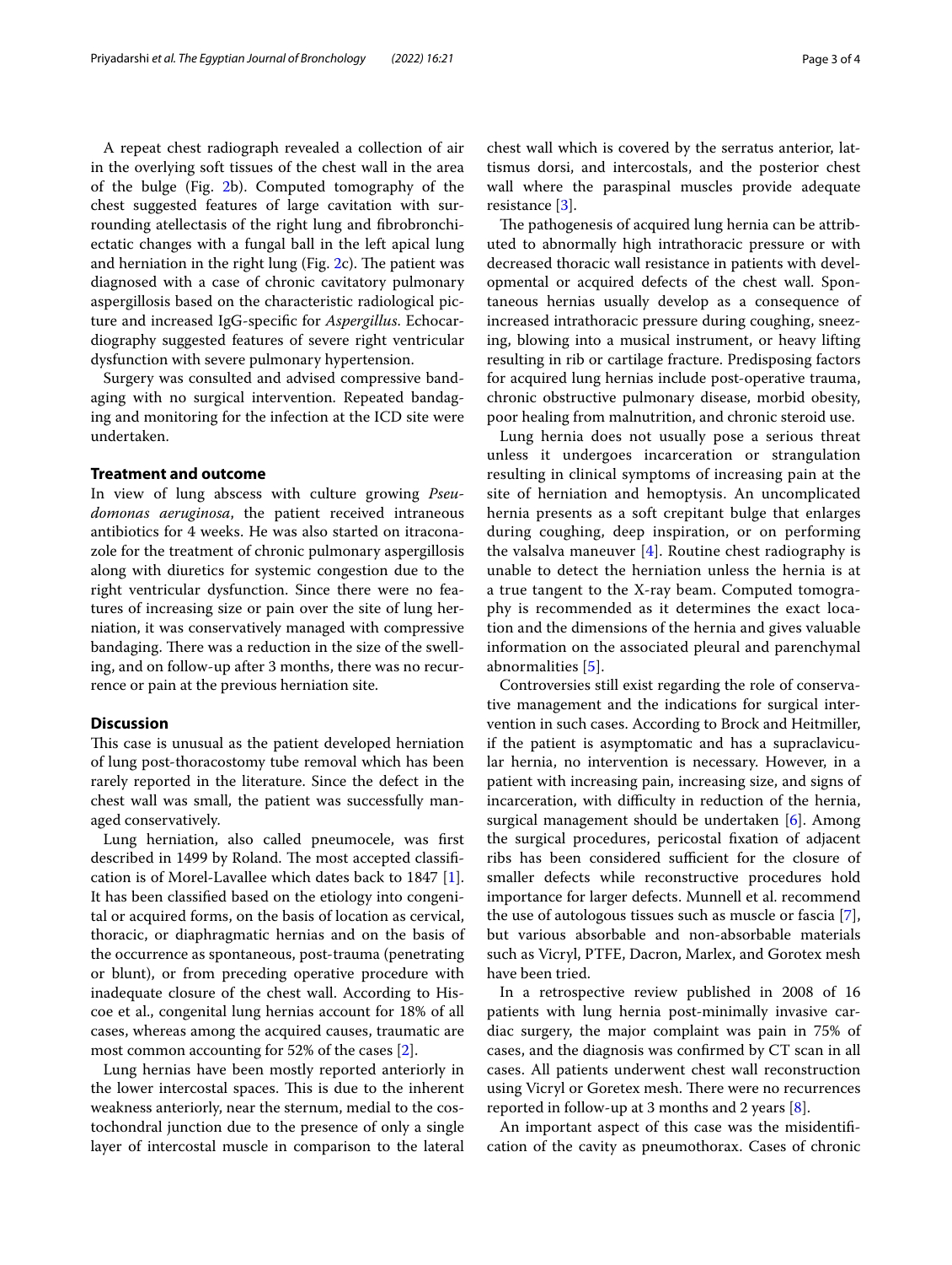A repeat chest radiograph revealed a collection of air in the overlying soft tissues of the chest wall in the area of the bulge (Fig. 2b). Computed tomography of the chest suggested features of large cavitation with surrounding atellectasis of the right lung and fibrobronchiectatic changes with a fungal ball in the left apical lung and herniation in the right lung (Fig. 2c). The patient was diagnosed with a case of chronic cavitatory pulmonary aspergillosis based on the characteristic radiological picture and increased IgG-specific for *Aspergillus*. Echocardiography suggested features of severe right ventricular dysfunction with severe pulmonary hypertension.

Surgery was consulted and advised compressive bandaging with no surgical intervention. Repeated bandaging and monitoring for the infection at the ICD site were undertaken.

## Treatment and outcome

In view of lung abscess with culture growing *Pseudomonas aeruginosa*, the patient received intraneous antibiotics for 4 weeks. He was also started on itraconazole for the treatment of chronic pulmonary aspergillosis along with diuretics for systemic congestion due to the right ventricular dysfunction. Since there were no features of increasing size or pain over the site of lung herniation, it was conservatively managed with compressive bandaging. There was a reduction in the size of the swelling, and on follow-up after 3 months, there was no recurrence or pain at the previous herniation site.

## Discussion

This case is unusual as the patient developed herniation of lung post-thoracostomy tube removal which has been rarely reported in the literature. Since the defect in the chest wall was small, the patient was successfully managed conservatively.

Lung herniation, also called pneumocele, was first described in 1499 by Roland. The most accepted classification is of Morel-Lavallee which dates back to 1847 [1]. It has been classified based on the etiology into congenital or acquired forms, on the basis of location as cervical, thoracic, or diaphragmatic hernias and on the basis of the occurrence as spontaneous, post-trauma (penetrating or blunt), or from preceding operative procedure with inadequate closure of the chest wall. According to Hiscoe et al., congenital lung hernias account for 18% of all cases, whereas among the acquired causes, traumatic are most common accounting for 52% of the cases [2].

Lung hernias have been mostly reported anteriorly in the lower intercostal spaces. This is due to the inherent weakness anteriorly, near the sternum, medial to the costochondral junction due to the presence of only a single layer of intercostal muscle in comparison to the lateral chest wall which is covered by the serratus anterior, lattismus dorsi, and intercostals, and the posterior chest wall where the paraspinal muscles provide adequate resistance [3].

The pathogenesis of acquired lung hernia can be attributed to abnormally high intrathoracic pressure or with decreased thoracic wall resistance in patients with developmental or acquired defects of the chest wall. Spontaneous hernias usually develop as a consequence of increased intrathoracic pressure during coughing, sneezing, blowing into a musical instrument, or heavy lifting resulting in rib or cartilage fracture. Predisposing factors for acquired lung hernias include post-operative trauma, chronic obstructive pulmonary disease, morbid obesity, poor healing from malnutrition, and chronic steroid use.

Lung hernia does not usually pose a serious threat unless it undergoes incarceration or strangulation resulting in clinical symptoms of increasing pain at the site of herniation and hemoptysis. An uncomplicated hernia presents as a soft crepitant bulge that enlarges during coughing, deep inspiration, or on performing the valsalva maneuver [4]. Routine chest radiography is unable to detect the herniation unless the hernia is at a true tangent to the X-ray beam. Computed tomography is recommended as it determines the exact location and the dimensions of the hernia and gives valuable information on the associated pleural and parenchymal abnormalities [5].

Controversies still exist regarding the role of conservative management and the indications for surgical intervention in such cases. According to Brock and Heitmiller, if the patient is asymptomatic and has a supraclavicular hernia, no intervention is necessary. However, in a patient with increasing pain, increasing size, and signs of incarceration, with difficulty in reduction of the hernia, surgical management should be undertaken [6]. Among the surgical procedures, pericostal fixation of adjacent ribs has been considered sufficient for the closure of smaller defects while reconstructive procedures hold importance for larger defects. Munnell et al. recommend the use of autologous tissues such as muscle or fascia [7], but various absorbable and non-absorbable materials such as Vicryl, PTFE, Dacron, Marlex, and Gorotex mesh have been tried.

In a retrospective review published in 2008 of 16 patients with lung hernia post-minimally invasive cardiac surgery, the major complaint was pain in 75% of cases, and the diagnosis was confirmed by CT scan in all cases. All patients underwent chest wall reconstruction using Vicryl or Goretex mesh. There were no recurrences reported in follow-up at 3 months and 2 years [8].

An important aspect of this case was the misidentification of the cavity as pneumothorax. Cases of chronic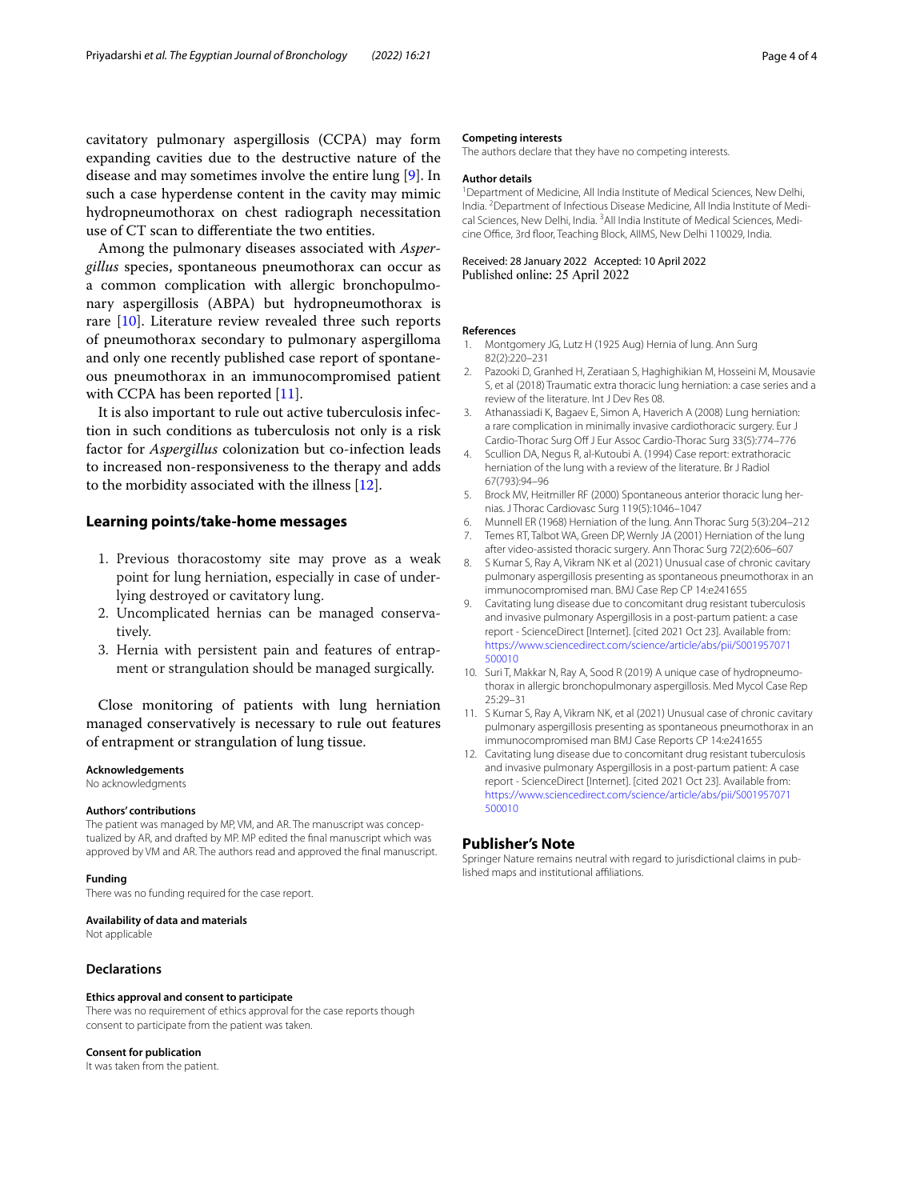cavitatory pulmonary aspergillosis (CCPA) may form expanding cavities due to the destructive nature of the disease and may sometimes involve the entire lung [9]. In such a case hyperdense content in the cavity may mimic hydropneumothorax on chest radiograph necessitation use of CT scan to differentiate the two entities.

Among the pulmonary diseases associated with *Aspergillus* species, spontaneous pneumothorax can occur as a common complication with allergic bronchopulmonary aspergillosis (ABPA) but hydropneumothorax is rare [10]. Literature review revealed three such reports of pneumothorax secondary to pulmonary aspergilloma and only one recently published case report of spontaneous pneumothorax in an immunocompromised patient with CCPA has been reported [11].

It is also important to rule out active tuberculosis infection in such conditions as tuberculosis not only is a risk factor for *Aspergillus* colonization but co-infection leads to increased non-responsiveness to the therapy and adds to the morbidity associated with the illness [12].

## Learning points/take-home messages

1. Previous thoracostomy site may prove as a weak point for lung herniation, especially in case of underlying destroyed or cavitatory lung.
2. Uncomplicated hernias can be managed conservatively.
3. Hernia with persistent pain and features of entrapment or strangulation should be managed surgically.

Close monitoring of patients with lung herniation managed conservatively is necessary to rule out features of entrapment or strangulation of lung tissue.

### Acknowledgements
No acknowledgments

### Authors' contributions
The patient was managed by MP, VM, and AR. The manuscript was conceptualized by AR, and drafted by MP. MP edited the final manuscript which was approved by VM and AR. The authors read and approved the final manuscript.

### Funding
There was no funding required for the case report.

### Availability of data and materials
Not applicable

## Declarations

### Ethics approval and consent to participate
There was no requirement of ethics approval for the case reports though consent to participate from the patient was taken.

### Consent for publication
It was taken from the patient.

### Competing interests
The authors declare that they have no competing interests.

### Author details
[1]Department of Medicine, All India Institute of Medical Sciences, New Delhi, India. [2]Department of Infectious Disease Medicine, All India Institute of Medical Sciences, New Delhi, India. [3]All India Institute of Medical Sciences, Medicine Office, 3rd floor, Teaching Block, AIIMS, New Delhi 110029, India.

Received: 28 January 2022 Accepted: 10 April 2022
Published online: 25 April 2022

### References
1. Montgomery JG, Lutz H (1925 Aug) Hernia of lung. Ann Surg 82(2):220–231
2. Pazooki D, Granhed H, Zeratiaan S, Haghighikian M, Hosseini M, Mousavie S, et al (2018) Traumatic extra thoracic lung herniation: a case series and a review of the literature. Int J Dev Res 08.
3. Athanassiadi K, Bagaev E, Simon A, Haverich A (2008) Lung herniation: a rare complication in minimally invasive cardiothoracic surgery. Eur J Cardio-Thorac Surg Off J Eur Assoc Cardio-Thorac Surg 33(5):774–776
4. Scullion DA, Negus R, al-Kutoubi A. (1994) Case report: extrathoracic herniation of the lung with a review of the literature. Br J Radiol 67(793):94–96
5. Brock MV, Heitmiller RF (2000) Spontaneous anterior thoracic lung hernias. J Thorac Cardiovasc Surg 119(5):1046–1047
6. Munnell ER (1968) Herniation of the lung. Ann Thorac Surg 5(3):204–212
7. Temes RT, Talbot WA, Green DP, Wernly JA (2001) Herniation of the lung after video-assisted thoracic surgery. Ann Thorac Surg 72(2):606–607
8. S Kumar S, Ray A, Vikram NK et al (2021) Unusual case of chronic cavitary pulmonary aspergillosis presenting as spontaneous pneumothorax in an immunocompromised man. BMJ Case Rep CP 14:e241655
9. Cavitating lung disease due to concomitant drug resistant tuberculosis and invasive pulmonary Aspergillosis in a post-partum patient: a case report - ScienceDirect [Internet]. [cited 2021 Oct 23]. Available from: https://www.sciencedirect.com/science/article/abs/pii/S001957071500010
10. Suri T, Makkar N, Ray A, Sood R (2019) A unique case of hydropneumothorax in allergic bronchopulmonary aspergillosis. Med Mycol Case Rep 25:29–31
11. S Kumar S, Ray A, Vikram NK, et al (2021) Unusual case of chronic cavitary pulmonary aspergillosis presenting as spontaneous pneumothorax in an immunocompromised man BMJ Case Reports CP 14:e241655
12. Cavitating lung disease due to concomitant drug resistant tuberculosis and invasive pulmonary Aspergillosis in a post-partum patient: A case report - ScienceDirect [Internet]. [cited 2021 Oct 23]. Available from: https://www.sciencedirect.com/science/article/abs/pii/S001957071500010

## Publisher's Note
Springer Nature remains neutral with regard to jurisdictional claims in published maps and institutional affiliations.